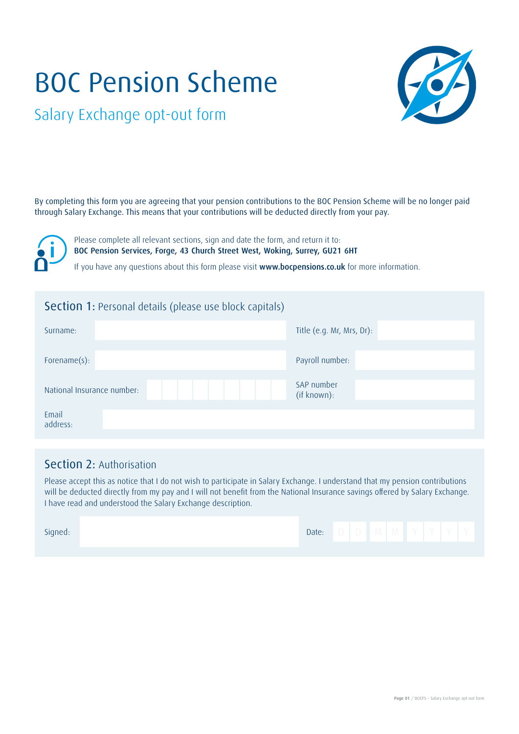# BOC Pension Scheme

## Salary Exchange opt-out form

By completing this form you are agreeing that your pension contributions to the BOC Pension Scheme will be no longer paid through Salary Exchange. This means that your contributions will be deducted directly from your pay.

Please complete all relevant sections, sign and date the form, and return it to:
**BOC Pension Services, Forge, 43 Church Street West, Woking, Surrey, GU21 6HT**

If you have any questions about this form please visit **www.bocpensions.co.uk** for more information.

### Section 1: Personal details (please use block capitals)

| | | | |
|---|---|---|---|
| Surname: | | Title (e.g. Mr, Mrs, Dr): | |
| Forename(s): | | Payroll number: | |
| National Insurance number: | | SAP number (if known): | |
| Email address: | | | |

### Section 2: Authorisation

Please accept this as notice that I do not wish to participate in Salary Exchange. I understand that my pension contributions will be deducted directly from my pay and I will not benefit from the National Insurance savings offered by Salary Exchange. I have read and understood the Salary Exchange description.

| | | | |
|---|---|---|---|
| Signed: | | Date: | D D M M Y Y Y Y |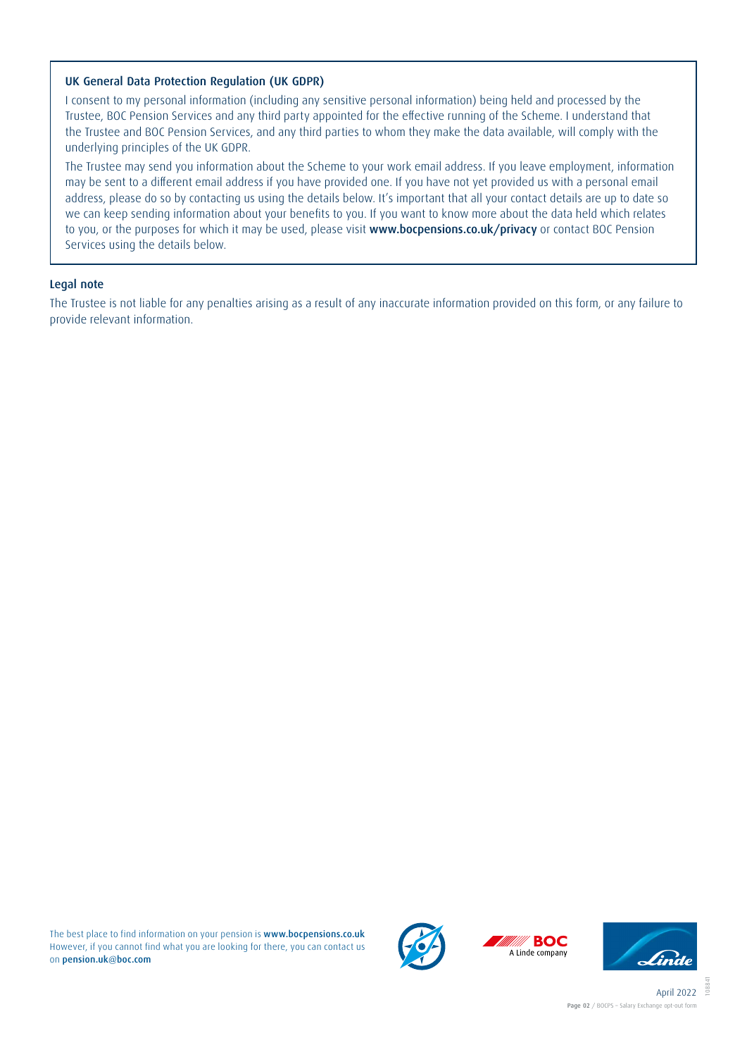## UK General Data Protection Regulation (UK GDPR)

I consent to my personal information (including any sensitive personal information) being held and processed by the Trustee, BOC Pension Services and any third party appointed for the effective running of the Scheme. I understand that the Trustee and BOC Pension Services, and any third parties to whom they make the data available, will comply with the underlying principles of the UK GDPR.

The Trustee may send you information about the Scheme to your work email address. If you leave employment, information may be sent to a different email address if you have provided one. If you have not yet provided us with a personal email address, please do so by contacting us using the details below. It's important that all your contact details are up to date so we can keep sending information about your benefits to you. If you want to know more about the data held which relates to you, or the purposes for which it may be used, please visit **www.bocpensions.co.uk/privacy** or contact BOC Pension Services using the details below.

## Legal note

The Trustee is not liable for any penalties arising as a result of any inaccurate information provided on this form, or any failure to provide relevant information.

The best place to find information on your pension is **www.bocpensions.co.uk**
However, if you cannot find what you are looking for there, you can contact us on **pension.uk@boc.com**

BOC A Linde company

Linde

April 2022

108841